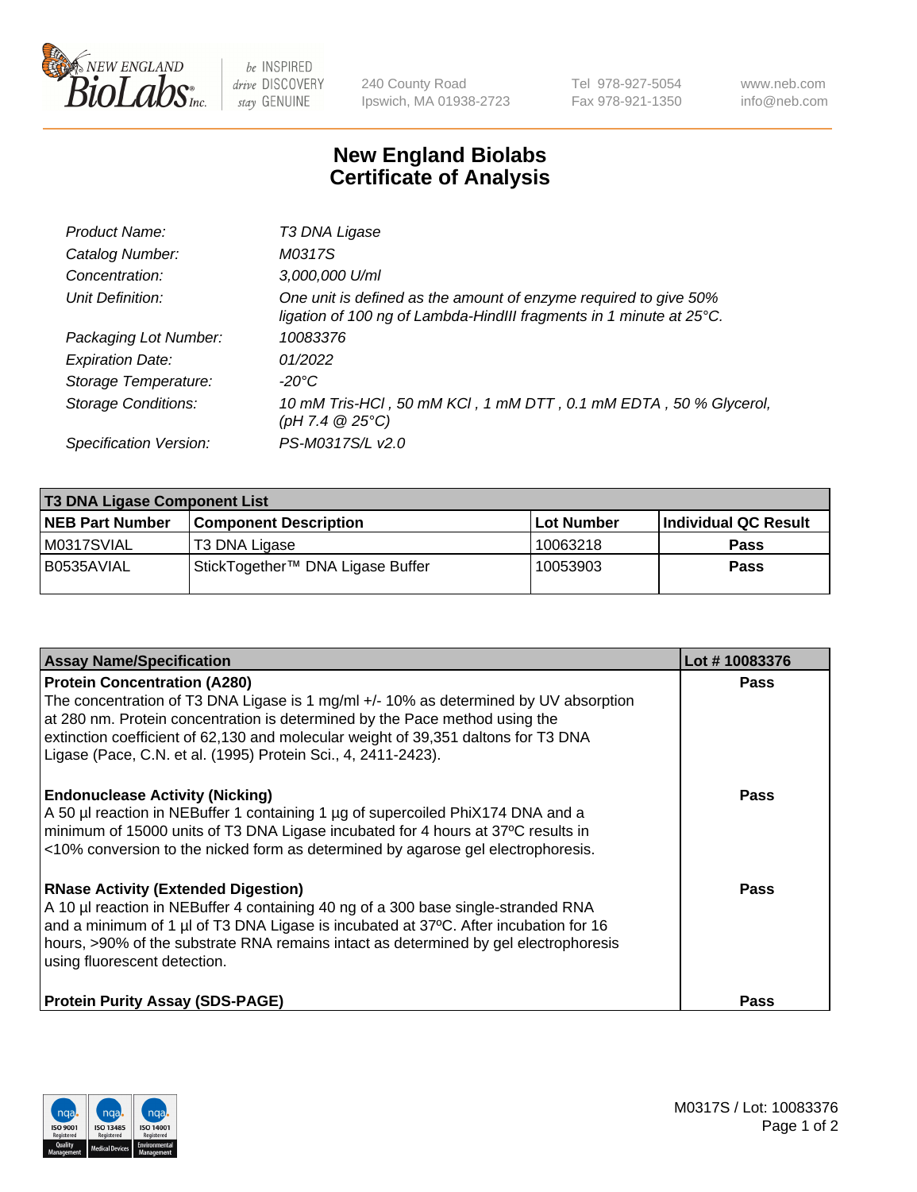New England BioLabs Inc. — be INSPIRED drive DISCOVERY stay GENUINE

240 County Road
Ipswich, MA 01938-2723

Tel 978-927-5054
Fax 978-921-1350

www.neb.com
info@neb.com

# New England Biolabs
# Certificate of Analysis

| | |
|---|---|
| *Product Name:* | *T3 DNA Ligase* |
| *Catalog Number:* | *M0317S* |
| *Concentration:* | *3,000,000 U/ml* |
| *Unit Definition:* | *One unit is defined as the amount of enzyme required to give 50% ligation of 100 ng of Lambda-HindIII fragments in 1 minute at 25°C.* |
| *Packaging Lot Number:* | *10083376* |
| *Expiration Date:* | *01/2022* |
| *Storage Temperature:* | *-20°C* |
| *Storage Conditions:* | *10 mM Tris-HCl , 50 mM KCl , 1 mM DTT , 0.1 mM EDTA , 50 % Glycerol, (pH 7.4 @ 25°C)* |
| *Specification Version:* | *PS-M0317S/L v2.0* |

| **T3 DNA Ligase Component List** | | | |
|---|---|---|---|
| **NEB Part Number** | **Component Description** | **Lot Number** | **Individual QC Result** |
| M0317SVIAL | T3 DNA Ligase | 10063218 | **Pass** |
| B0535AVIAL | StickTogether™ DNA Ligase Buffer | 10053903 | **Pass** |

| **Assay Name/Specification** | **Lot # 10083376** |
|---|---|
| **Protein Concentration (A280)**<br>The concentration of T3 DNA Ligase is 1 mg/ml +/- 10% as determined by UV absorption at 280 nm. Protein concentration is determined by the Pace method using the extinction coefficient of 62,130 and molecular weight of 39,351 daltons for T3 DNA Ligase (Pace, C.N. et al. (1995) Protein Sci., 4, 2411-2423). | **Pass** |
| **Endonuclease Activity (Nicking)**<br>A 50 µl reaction in NEBuffer 1 containing 1 µg of supercoiled PhiX174 DNA and a minimum of 15000 units of T3 DNA Ligase incubated for 4 hours at 37ºC results in <10% conversion to the nicked form as determined by agarose gel electrophoresis. | **Pass** |
| **RNase Activity (Extended Digestion)**<br>A 10 µl reaction in NEBuffer 4 containing 40 ng of a 300 base single-stranded RNA and a minimum of 1 µl of T3 DNA Ligase is incubated at 37ºC. After incubation for 16 hours, >90% of the substrate RNA remains intact as determined by gel electrophoresis using fluorescent detection. | **Pass** |
| **Protein Purity Assay (SDS-PAGE)** | **Pass** |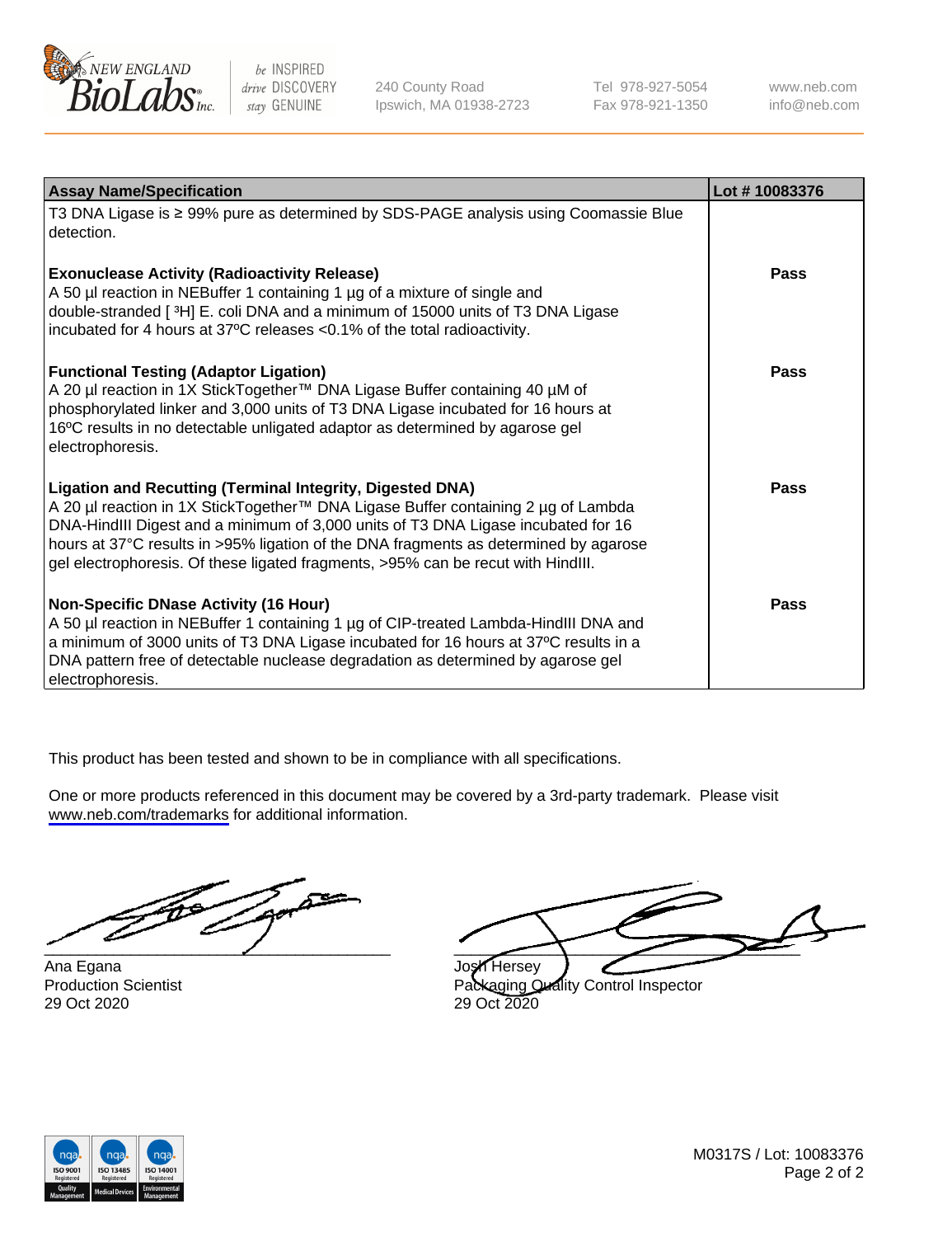| Assay Name/Specification | Lot # 10083376 |
|---|---|
| T3 DNA Ligase is ≥ 99% pure as determined by SDS-PAGE analysis using Coomassie Blue detection. | |
| **Exonuclease Activity (Radioactivity Release)**<br>A 50 µl reaction in NEBuffer 1 containing 1 µg of a mixture of single and double-stranded [ $^3$H] E. coli DNA and a minimum of 15000 units of T3 DNA Ligase incubated for 4 hours at 37ºC releases <0.1% of the total radioactivity. | **Pass** |
| **Functional Testing (Adaptor Ligation)**<br>A 20 µl reaction in 1X StickTogether™ DNA Ligase Buffer containing 40 µM of phosphorylated linker and 3,000 units of T3 DNA Ligase incubated for 16 hours at 16ºC results in no detectable unligated adaptor as determined by agarose gel electrophoresis. | **Pass** |
| **Ligation and Recutting (Terminal Integrity, Digested DNA)**<br>A 20 µl reaction in 1X StickTogether™ DNA Ligase Buffer containing 2 µg of Lambda DNA-HindIII Digest and a minimum of 3,000 units of T3 DNA Ligase incubated for 16 hours at 37°C results in >95% ligation of the DNA fragments as determined by agarose gel electrophoresis. Of these ligated fragments, >95% can be recut with HindIII. | **Pass** |
| **Non-Specific DNase Activity (16 Hour)**<br>A 50 µl reaction in NEBuffer 1 containing 1 µg of CIP-treated Lambda-HindIII DNA and a minimum of 3000 units of T3 DNA Ligase incubated for 16 hours at 37ºC results in a DNA pattern free of detectable nuclease degradation as determined by agarose gel electrophoresis. | **Pass** |

This product has been tested and shown to be in compliance with all specifications.

One or more products referenced in this document may be covered by a 3rd-party trademark. Please visit www.neb.com/trademarks for additional information.

Ana Egana
Production Scientist
29 Oct 2020

Josh Hersey
Packaging Quality Control Inspector
29 Oct 2020

M0317S / Lot: 10083376